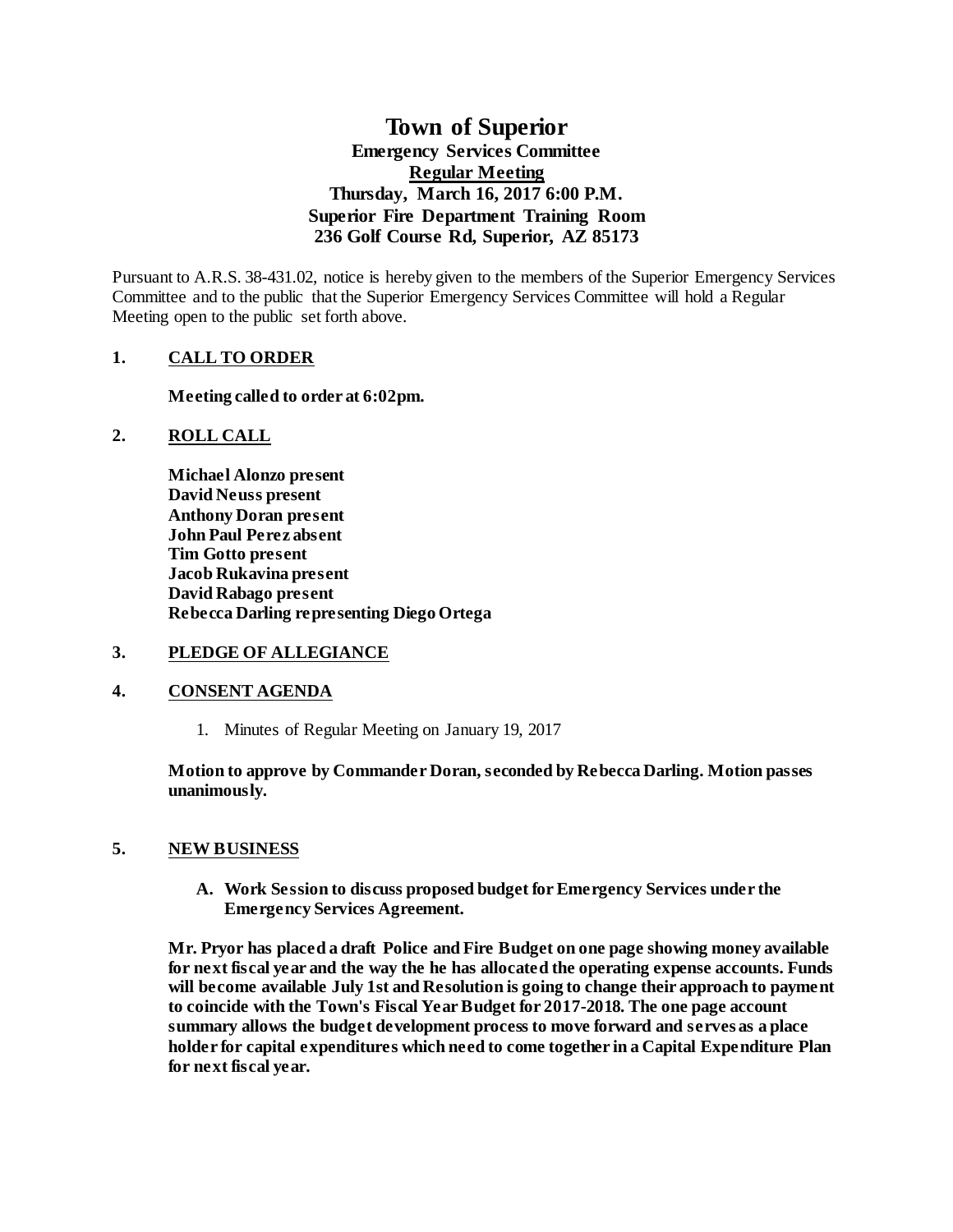# Town of Superior

**Emergency Services Committee**

**Regular Meeting**

**Thursday, March 16, 2017 6:00 P.M.**

**Superior Fire Department Training Room**

**236 Golf Course Rd, Superior, AZ 85173**

Pursuant to A.R.S. 38-431.02, notice is hereby given to the members of the Superior Emergency Services Committee and to the public that the Superior Emergency Services Committee will hold a Regular Meeting open to the public set forth above.

## 1. CALL TO ORDER

**Meeting called to order at 6:02pm.**

## 2. ROLL CALL

**Michael Alonzo present**
**David Neuss present**
**Anthony Doran present**
**John Paul Perez absent**
**Tim Gotto present**
**Jacob Rukavina present**
**David Rabago present**
**Rebecca Darling representing Diego Ortega**

## 3. PLEDGE OF ALLEGIANCE

## 4. CONSENT AGENDA

1. Minutes of Regular Meeting on January 19, 2017

**Motion to approve by Commander Doran, seconded by Rebecca Darling. Motion passes unanimously.**

## 5. NEW BUSINESS

**A. Work Session to discuss proposed budget for Emergency Services under the Emergency Services Agreement.**

**Mr. Pryor has placed a draft Police and Fire Budget on one page showing money available for next fiscal year and the way the he has allocated the operating expense accounts. Funds will become available July 1st and Resolution is going to change their approach to payment to coincide with the Town's Fiscal Year Budget for 2017-2018. The one page account summary allows the budget development process to move forward and serves as a place holder for capital expenditures which need to come together in a Capital Expenditure Plan for next fiscal year.**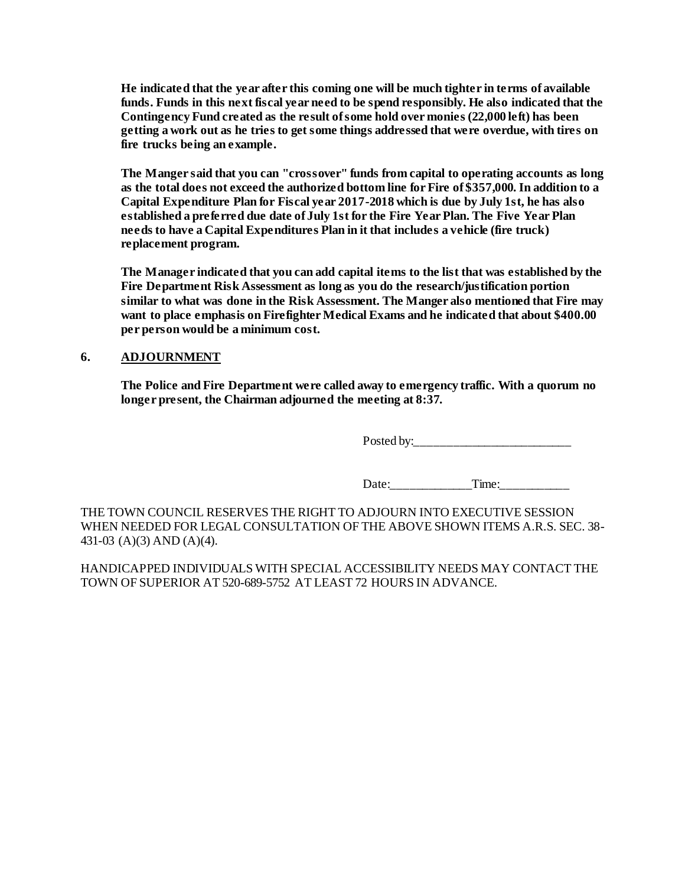**He indicated that the year after this coming one will be much tighter in terms of available funds. Funds in this next fiscal year need to be spend responsibly. He also indicated that the Contingency Fund created as the result of some hold over monies (22,000 left) has been getting a work out as he tries to get some things addressed that were overdue, with tires on fire trucks being an example.**

**The Manger said that you can "crossover" funds from capital to operating accounts as long as the total does not exceed the authorized bottom line for Fire of $357,000. In addition to a Capital Expenditure Plan for Fiscal year 2017-2018 which is due by July 1st, he has also established a preferred due date of July 1st for the Fire Year Plan. The Five Year Plan needs to have a Capital Expenditures Plan in it that includes a vehicle (fire truck) replacement program.**

**The Manager indicated that you can add capital items to the list that was established by the Fire Department Risk Assessment as long as you do the research/justification portion similar to what was done in the Risk Assessment. The Manger also mentioned that Fire may want to place emphasis on Firefighter Medical Exams and he indicated that about $400.00 per person would be a minimum cost.**

## 6. <u>ADJOURNMENT</u>

**The Police and Fire Department were called away to emergency traffic. With a quorum no longer present, the Chairman adjourned the meeting at 8:37.**

Posted by:_________________________

Date:_____________Time:___________

THE TOWN COUNCIL RESERVES THE RIGHT TO ADJOURN INTO EXECUTIVE SESSION WHEN NEEDED FOR LEGAL CONSULTATION OF THE ABOVE SHOWN ITEMS A.R.S. SEC. 38-431-03 (A)(3) AND (A)(4).

HANDICAPPED INDIVIDUALS WITH SPECIAL ACCESSIBILITY NEEDS MAY CONTACT THE TOWN OF SUPERIOR AT 520-689-5752 AT LEAST 72 HOURS IN ADVANCE.